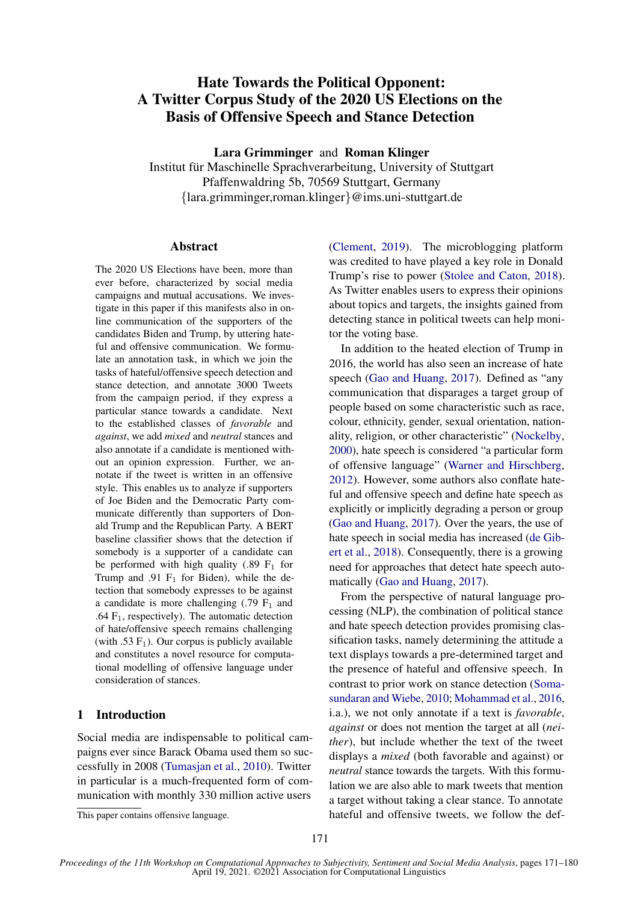# Hate Towards the Political Opponent: A Twitter Corpus Study of the 2020 US Elections on the Basis of Offensive Speech and Stance Detection

**Lara Grimminger** and **Roman Klinger**
Institut für Maschinelle Sprachverarbeitung, University of Stuttgart
Pfaffenwaldring 5b, 70569 Stuttgart, Germany
{lara.grimminger,roman.klinger}@ims.uni-stuttgart.de

## Abstract

The 2020 US Elections have been, more than ever before, characterized by social media campaigns and mutual accusations. We investigate in this paper if this manifests also in online communication of the supporters of the candidates Biden and Trump, by uttering hateful and offensive communication. We formulate an annotation task, in which we join the tasks of hateful/offensive speech detection and stance detection, and annotate 3000 Tweets from the campaign period, if they express a particular stance towards a candidate. Next to the established classes of *favorable* and *against*, we add *mixed* and *neutral* stances and also annotate if a candidate is mentioned without an opinion expression. Further, we annotate if the tweet is written in an offensive style. This enables us to analyze if supporters of Joe Biden and the Democratic Party communicate differently than supporters of Donald Trump and the Republican Party. A BERT baseline classifier shows that the detection if somebody is a supporter of a candidate can be performed with high quality (.89 $F_1$ for Trump and .91 $F_1$ for Biden), while the detection that somebody expresses to be against a candidate is more challenging (.79 $F_1$ and .64 $F_1$, respectively). The automatic detection of hate/offensive speech remains challenging (with .53 $F_1$). Our corpus is publicly available and constitutes a novel resource for computational modelling of offensive language under consideration of stances.

## 1 Introduction

Social media are indispensable to political campaigns ever since Barack Obama used them so successfully in 2008 (Tumasjan et al., 2010). Twitter in particular is a much-frequented form of communication with monthly 330 million active users (Clement, 2019). The microblogging platform was credited to have played a key role in Donald Trump's rise to power (Stolee and Caton, 2018). As Twitter enables users to express their opinions about topics and targets, the insights gained from detecting stance in political tweets can help monitor the voting base.

In addition to the heated election of Trump in 2016, the world has also seen an increase of hate speech (Gao and Huang, 2017). Defined as "any communication that disparages a target group of people based on some characteristic such as race, colour, ethnicity, gender, sexual orientation, nationality, religion, or other characteristic" (Nockelby, 2000), hate speech is considered "a particular form of offensive language" (Warner and Hirschberg, 2012). However, some authors also conflate hateful and offensive speech and define hate speech as explicitly or implicitly degrading a person or group (Gao and Huang, 2017). Over the years, the use of hate speech in social media has increased (de Gibert et al., 2018). Consequently, there is a growing need for approaches that detect hate speech automatically (Gao and Huang, 2017).

From the perspective of natural language processing (NLP), the combination of political stance and hate speech detection provides promising classification tasks, namely determining the attitude a text displays towards a pre-determined target and the presence of hateful and offensive speech. In contrast to prior work on stance detection (Somasundaran and Wiebe, 2010; Mohammad et al., 2016, i.a.), we not only annotate if a text is *favorable*, *against* or does not mention the target at all (*neither*), but include whether the text of the tweet displays a *mixed* (both favorable and against) or *neutral* stance towards the targets. With this formulation we are also able to mark tweets that mention a target without taking a clear stance. To annotate hateful and offensive tweets, we follow the def-

This paper contains offensive language.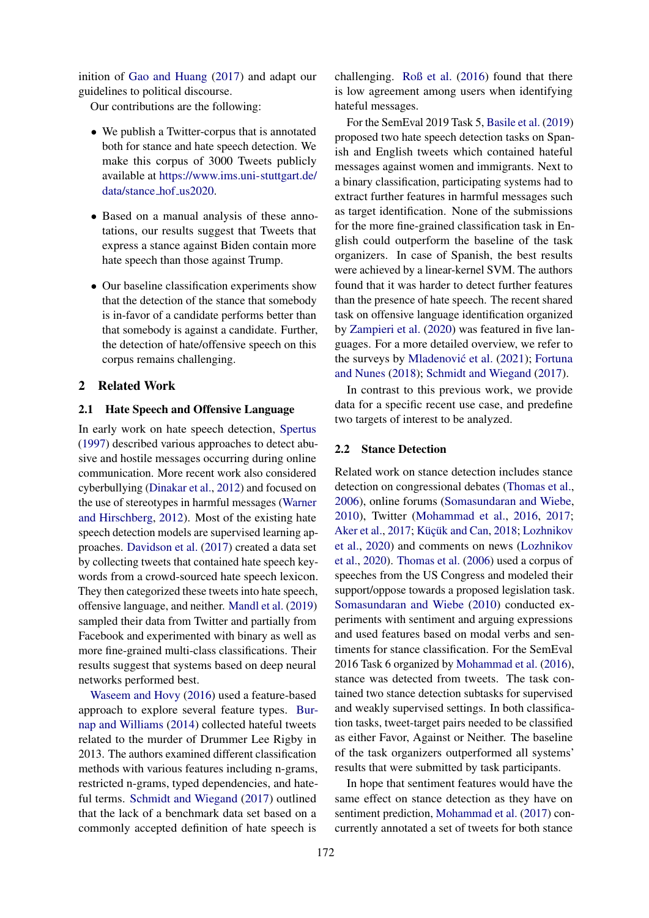inition of Gao and Huang (2017) and adapt our guidelines to political discourse.

Our contributions are the following:

- We publish a Twitter-corpus that is annotated both for stance and hate speech detection. We make this corpus of 3000 Tweets publicly available at https://www.ims.uni-stuttgart.de/data/stance_hof_us2020.
- Based on a manual analysis of these annotations, our results suggest that Tweets that express a stance against Biden contain more hate speech than those against Trump.
- Our baseline classification experiments show that the detection of the stance that somebody is in-favor of a candidate performs better than that somebody is against a candidate. Further, the detection of hate/offensive speech on this corpus remains challenging.

## 2 Related Work

### 2.1 Hate Speech and Offensive Language

In early work on hate speech detection, Spertus (1997) described various approaches to detect abusive and hostile messages occurring during online communication. More recent work also considered cyberbullying (Dinakar et al., 2012) and focused on the use of stereotypes in harmful messages (Warner and Hirschberg, 2012). Most of the existing hate speech detection models are supervised learning approaches. Davidson et al. (2017) created a data set by collecting tweets that contained hate speech keywords from a crowd-sourced hate speech lexicon. They then categorized these tweets into hate speech, offensive language, and neither. Mandl et al. (2019) sampled their data from Twitter and partially from Facebook and experimented with binary as well as more fine-grained multi-class classifications. Their results suggest that systems based on deep neural networks performed best.

Waseem and Hovy (2016) used a feature-based approach to explore several feature types. Burnap and Williams (2014) collected hateful tweets related to the murder of Drummer Lee Rigby in 2013. The authors examined different classification methods with various features including n-grams, restricted n-grams, typed dependencies, and hateful terms. Schmidt and Wiegand (2017) outlined that the lack of a benchmark data set based on a commonly accepted definition of hate speech is challenging. Roß et al. (2016) found that there is low agreement among users when identifying hateful messages.

For the SemEval 2019 Task 5, Basile et al. (2019) proposed two hate speech detection tasks on Spanish and English tweets which contained hateful messages against women and immigrants. Next to a binary classification, participating systems had to extract further features in harmful messages such as target identification. None of the submissions for the more fine-grained classification task in English could outperform the baseline of the task organizers. In case of Spanish, the best results were achieved by a linear-kernel SVM. The authors found that it was harder to detect further features than the presence of hate speech. The recent shared task on offensive language identification organized by Zampieri et al. (2020) was featured in five languages. For a more detailed overview, we refer to the surveys by Mladenović et al. (2021); Fortuna and Nunes (2018); Schmidt and Wiegand (2017).

In contrast to this previous work, we provide data for a specific recent use case, and predefine two targets of interest to be analyzed.

### 2.2 Stance Detection

Related work on stance detection includes stance detection on congressional debates (Thomas et al., 2006), online forums (Somasundaran and Wiebe, 2010), Twitter (Mohammad et al., 2016, 2017; Aker et al., 2017; Küçük and Can, 2018; Lozhnikov et al., 2020) and comments on news (Lozhnikov et al., 2020). Thomas et al. (2006) used a corpus of speeches from the US Congress and modeled their support/oppose towards a proposed legislation task. Somasundaran and Wiebe (2010) conducted experiments with sentiment and arguing expressions and used features based on modal verbs and sentiments for stance classification. For the SemEval 2016 Task 6 organized by Mohammad et al. (2016), stance was detected from tweets. The task contained two stance detection subtasks for supervised and weakly supervised settings. In both classification tasks, tweet-target pairs needed to be classified as either Favor, Against or Neither. The baseline of the task organizers outperformed all systems' results that were submitted by task participants.

In hope that sentiment features would have the same effect on stance detection as they have on sentiment prediction, Mohammad et al. (2017) concurrently annotated a set of tweets for both stance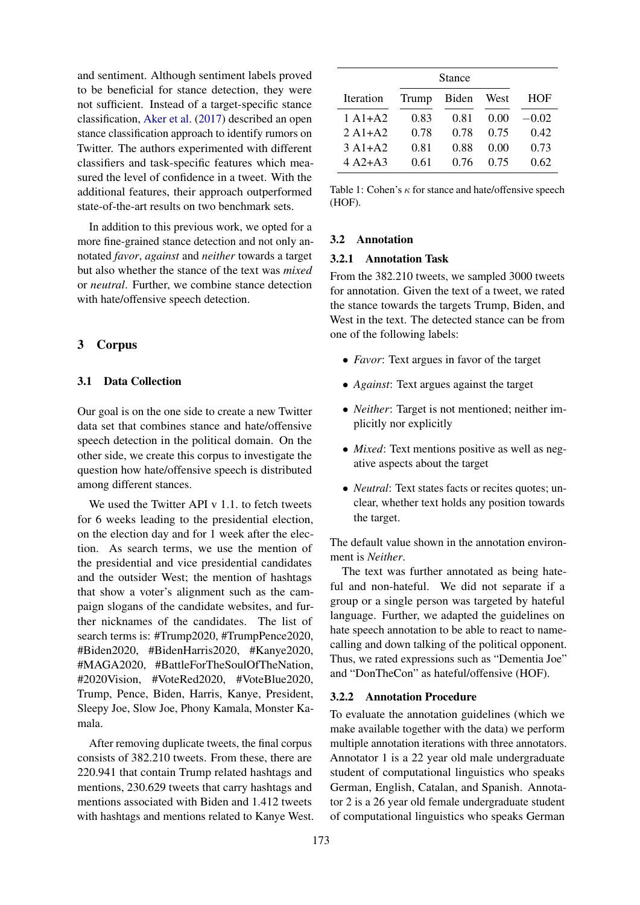and sentiment. Although sentiment labels proved to be beneficial for stance detection, they were not sufficient. Instead of a target-specific stance classification, Aker et al. (2017) described an open stance classification approach to identify rumors on Twitter. The authors experimented with different classifiers and task-specific features which measured the level of confidence in a tweet. With the additional features, their approach outperformed state-of-the-art results on two benchmark sets.

In addition to this previous work, we opted for a more fine-grained stance detection and not only annotated *favor*, *against* and *neither* towards a target but also whether the stance of the text was *mixed* or *neutral*. Further, we combine stance detection with hate/offensive speech detection.

## 3 Corpus

### 3.1 Data Collection

Our goal is on the one side to create a new Twitter data set that combines stance and hate/offensive speech detection in the political domain. On the other side, we create this corpus to investigate the question how hate/offensive speech is distributed among different stances.

We used the Twitter API v 1.1. to fetch tweets for 6 weeks leading to the presidential election, on the election day and for 1 week after the election. As search terms, we use the mention of the presidential and vice presidential candidates and the outsider West; the mention of hashtags that show a voter's alignment such as the campaign slogans of the candidate websites, and further nicknames of the candidates. The list of search terms is: #Trump2020, #TrumpPence2020, #Biden2020, #BidenHarris2020, #Kanye2020, #MAGA2020, #BattleForTheSoulOfTheNation, #2020Vision, #VoteRed2020, #VoteBlue2020, Trump, Pence, Biden, Harris, Kanye, President, Sleepy Joe, Slow Joe, Phony Kamala, Monster Kamala.

After removing duplicate tweets, the final corpus consists of 382.210 tweets. From these, there are 220.941 that contain Trump related hashtags and mentions, 230.629 tweets that carry hashtags and mentions associated with Biden and 1.412 tweets with hashtags and mentions related to Kanye West.

| | Stance | | | |
|---|---|---|---|---|
| Iteration | Trump | Biden | West | HOF |
| 1 A1+A2 | 0.83 | 0.81 | 0.00 | −0.02 |
| 2 A1+A2 | 0.78 | 0.78 | 0.75 | 0.42 |
| 3 A1+A2 | 0.81 | 0.88 | 0.00 | 0.73 |
| 4 A2+A3 | 0.61 | 0.76 | 0.75 | 0.62 |

Table 1: Cohen's $\kappa$ for stance and hate/offensive speech (HOF).

### 3.2 Annotation

#### 3.2.1 Annotation Task

From the 382.210 tweets, we sampled 3000 tweets for annotation. Given the text of a tweet, we rated the stance towards the targets Trump, Biden, and West in the text. The detected stance can be from one of the following labels:

- *Favor*: Text argues in favor of the target
- *Against*: Text argues against the target
- *Neither*: Target is not mentioned; neither implicitly nor explicitly
- *Mixed*: Text mentions positive as well as negative aspects about the target
- *Neutral*: Text states facts or recites quotes; unclear, whether text holds any position towards the target.

The default value shown in the annotation environment is *Neither*.

The text was further annotated as being hateful and non-hateful. We did not separate if a group or a single person was targeted by hateful language. Further, we adapted the guidelines on hate speech annotation to be able to react to name-calling and down talking of the political opponent. Thus, we rated expressions such as "Dementia Joe" and "DonTheCon" as hateful/offensive (HOF).

#### 3.2.2 Annotation Procedure

To evaluate the annotation guidelines (which we make available together with the data) we perform multiple annotation iterations with three annotators. Annotator 1 is a 22 year old male undergraduate student of computational linguistics who speaks German, English, Catalan, and Spanish. Annotator 2 is a 26 year old female undergraduate student of computational linguistics who speaks German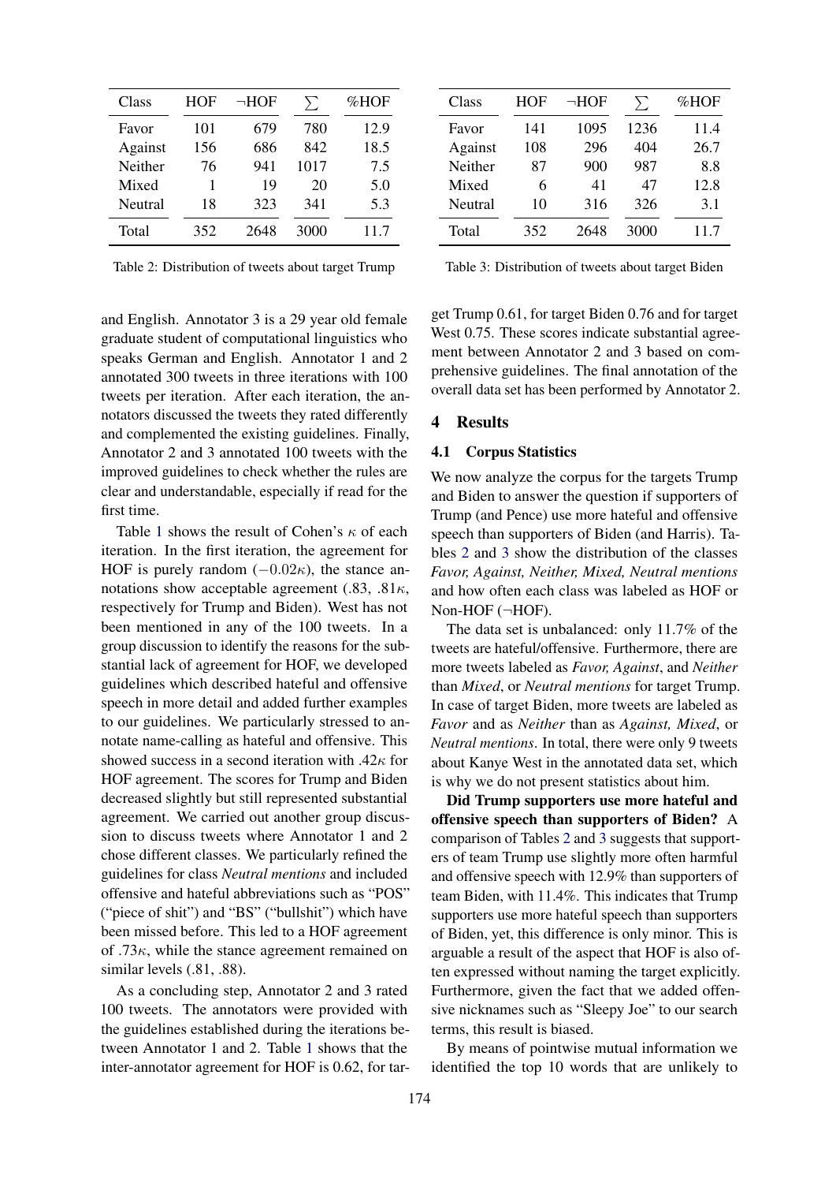| Class | HOF | ¬HOF | ∑ | %HOF |
|---|---|---|---|---|
| Favor | 101 | 679 | 780 | 12.9 |
| Against | 156 | 686 | 842 | 18.5 |
| Neither | 76 | 941 | 1017 | 7.5 |
| Mixed | 1 | 19 | 20 | 5.0 |
| Neutral | 18 | 323 | 341 | 5.3 |
| Total | 352 | 2648 | 3000 | 11.7 |

Table 2: Distribution of tweets about target Trump

| Class | HOF | ¬HOF | ∑ | %HOF |
|---|---|---|---|---|
| Favor | 141 | 1095 | 1236 | 11.4 |
| Against | 108 | 296 | 404 | 26.7 |
| Neither | 87 | 900 | 987 | 8.8 |
| Mixed | 6 | 41 | 47 | 12.8 |
| Neutral | 10 | 316 | 326 | 3.1 |
| Total | 352 | 2648 | 3000 | 11.7 |

Table 3: Distribution of tweets about target Biden

and English. Annotator 3 is a 29 year old female graduate student of computational linguistics who speaks German and English. Annotator 1 and 2 annotated 300 tweets in three iterations with 100 tweets per iteration. After each iteration, the annotators discussed the tweets they rated differently and complemented the existing guidelines. Finally, Annotator 2 and 3 annotated 100 tweets with the improved guidelines to check whether the rules are clear and understandable, especially if read for the first time.

Table 1 shows the result of Cohen's $\kappa$ of each iteration. In the first iteration, the agreement for HOF is purely random ($-0.02\kappa$), the stance annotations show acceptable agreement (.83, .81$\kappa$, respectively for Trump and Biden). West has not been mentioned in any of the 100 tweets. In a group discussion to identify the reasons for the substantial lack of agreement for HOF, we developed guidelines which described hateful and offensive speech in more detail and added further examples to our guidelines. We particularly stressed to annotate name-calling as hateful and offensive. This showed success in a second iteration with .42$\kappa$ for HOF agreement. The scores for Trump and Biden decreased slightly but still represented substantial agreement. We carried out another group discussion to discuss tweets where Annotator 1 and 2 chose different classes. We particularly refined the guidelines for class *Neutral mentions* and included offensive and hateful abbreviations such as "POS" ("piece of shit") and "BS" ("bullshit") which have been missed before. This led to a HOF agreement of .73$\kappa$, while the stance agreement remained on similar levels (.81, .88).

As a concluding step, Annotator 2 and 3 rated 100 tweets. The annotators were provided with the guidelines established during the iterations between Annotator 1 and 2. Table 1 shows that the inter-annotator agreement for HOF is 0.62, for target Trump 0.61, for target Biden 0.76 and for target West 0.75. These scores indicate substantial agreement between Annotator 2 and 3 based on comprehensive guidelines. The final annotation of the overall data set has been performed by Annotator 2.

## 4 Results

### 4.1 Corpus Statistics

We now analyze the corpus for the targets Trump and Biden to answer the question if supporters of Trump (and Pence) use more hateful and offensive speech than supporters of Biden (and Harris). Tables 2 and 3 show the distribution of the classes *Favor, Against, Neither, Mixed, Neutral mentions* and how often each class was labeled as HOF or Non-HOF (¬HOF).

The data set is unbalanced: only 11.7% of the tweets are hateful/offensive. Furthermore, there are more tweets labeled as *Favor, Against*, and *Neither* than *Mixed*, or *Neutral mentions* for target Trump. In case of target Biden, more tweets are labeled as *Favor* and as *Neither* than as *Against, Mixed*, or *Neutral mentions*. In total, there were only 9 tweets about Kanye West in the annotated data set, which is why we do not present statistics about him.

**Did Trump supporters use more hateful and offensive speech than supporters of Biden?** A comparison of Tables 2 and 3 suggests that supporters of team Trump use slightly more often harmful and offensive speech with 12.9% than supporters of team Biden, with 11.4%. This indicates that Trump supporters use more hateful speech than supporters of Biden, yet, this difference is only minor. This is arguable a result of the aspect that HOF is also often expressed without naming the target explicitly. Furthermore, given the fact that we added offensive nicknames such as "Sleepy Joe" to our search terms, this result is biased.

By means of pointwise mutual information we identified the top 10 words that are unlikely to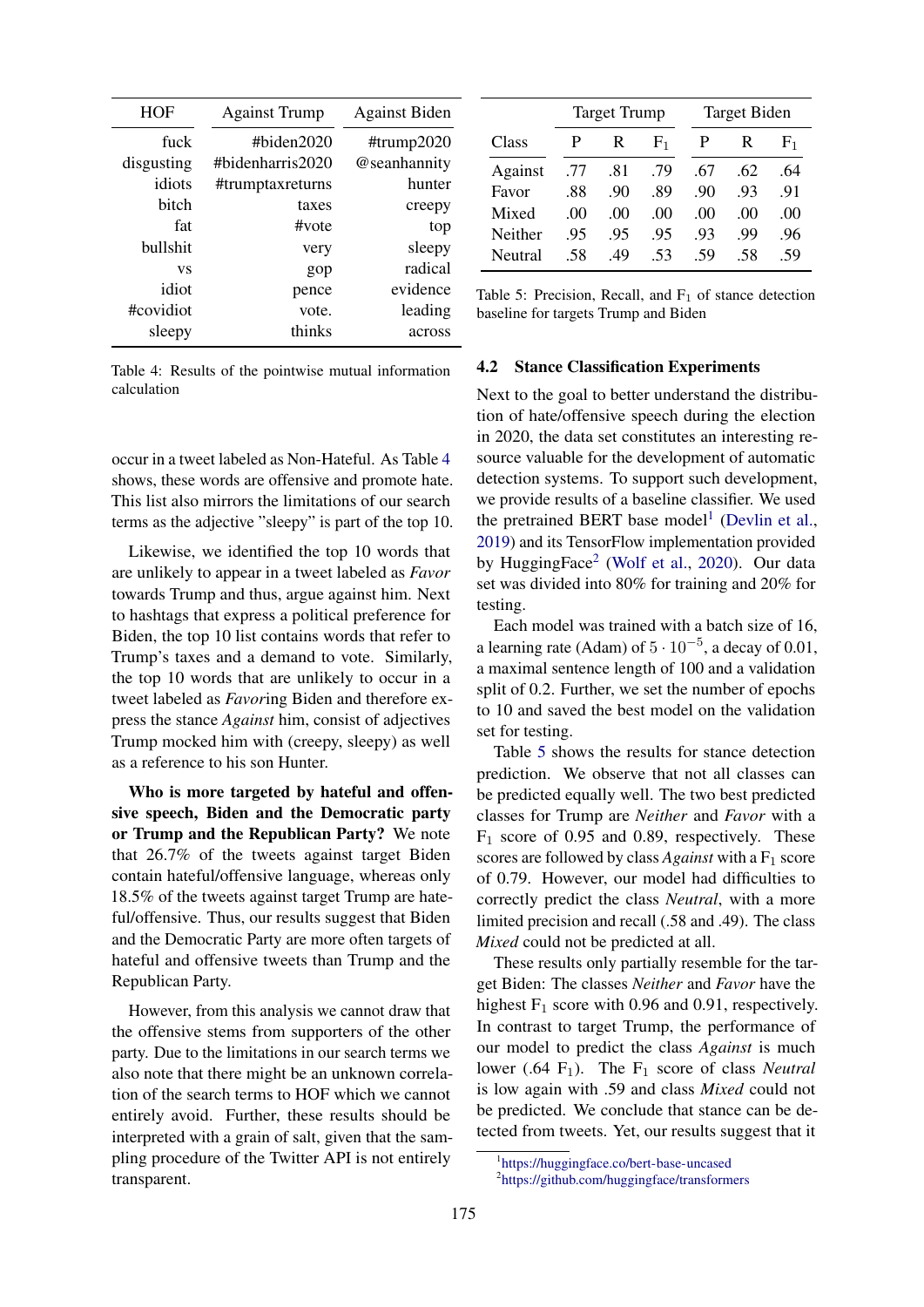| HOF | Against Trump | Against Biden |
|---|---|---|
| fuck | #biden2020 | #trump2020 |
| disgusting | #bidenharris2020 | @seanhannity |
| idiots | #trumptaxreturns | hunter |
| bitch | taxes | creepy |
| fat | #vote | top |
| bullshit | very | sleepy |
| vs | gop | radical |
| idiot | pence | evidence |
| #covidiot | vote. | leading |
| sleepy | thinks | across |

Table 4: Results of the pointwise mutual information calculation

occur in a tweet labeled as Non-Hateful. As Table 4 shows, these words are offensive and promote hate. This list also mirrors the limitations of our search terms as the adjective "sleepy" is part of the top 10.

Likewise, we identified the top 10 words that are unlikely to appear in a tweet labeled as *Favor* towards Trump and thus, argue against him. Next to hashtags that express a political preference for Biden, the top 10 list contains words that refer to Trump's taxes and a demand to vote. Similarly, the top 10 words that are unlikely to occur in a tweet labeled as *Favor*ing Biden and therefore express the stance *Against* him, consist of adjectives Trump mocked him with (creepy, sleepy) as well as a reference to his son Hunter.

**Who is more targeted by hateful and offensive speech, Biden and the Democratic party or Trump and the Republican Party?** We note that 26.7% of the tweets against target Biden contain hateful/offensive language, whereas only 18.5% of the tweets against target Trump are hateful/offensive. Thus, our results suggest that Biden and the Democratic Party are more often targets of hateful and offensive tweets than Trump and the Republican Party.

However, from this analysis we cannot draw that the offensive stems from supporters of the other party. Due to the limitations in our search terms we also note that there might be an unknown correlation of the search terms to HOF which we cannot entirely avoid. Further, these results should be interpreted with a grain of salt, given that the sampling procedure of the Twitter API is not entirely transparent.

| | Target Trump | | | Target Biden | | |
|---|---|---|---|---|---|---|
| Class | P | R | $F_1$ | P | R | $F_1$ |
| Against | .77 | .81 | .79 | .67 | .62 | .64 |
| Favor | .88 | .90 | .89 | .90 | .93 | .91 |
| Mixed | .00 | .00 | .00 | .00 | .00 | .00 |
| Neither | .95 | .95 | .95 | .93 | .99 | .96 |
| Neutral | .58 | .49 | .53 | .59 | .58 | .59 |

Table 5: Precision, Recall, and $F_1$ of stance detection baseline for targets Trump and Biden

### 4.2 Stance Classification Experiments

Next to the goal to better understand the distribution of hate/offensive speech during the election in 2020, the data set constitutes an interesting resource valuable for the development of automatic detection systems. To support such development, we provide results of a baseline classifier. We used the pretrained BERT base model[1] (Devlin et al., 2019) and its TensorFlow implementation provided by HuggingFace[2] (Wolf et al., 2020). Our data set was divided into 80% for training and 20% for testing.

Each model was trained with a batch size of 16, a learning rate (Adam) of $5 \cdot 10^{-5}$, a decay of 0.01, a maximal sentence length of 100 and a validation split of 0.2. Further, we set the number of epochs to 10 and saved the best model on the validation set for testing.

Table 5 shows the results for stance detection prediction. We observe that not all classes can be predicted equally well. The two best predicted classes for Trump are *Neither* and *Favor* with a $F_1$ score of 0.95 and 0.89, respectively. These scores are followed by class *Against* with a $F_1$ score of 0.79. However, our model had difficulties to correctly predict the class *Neutral*, with a more limited precision and recall (.58 and .49). The class *Mixed* could not be predicted at all.

These results only partially resemble for the target Biden: The classes *Neither* and *Favor* have the highest $F_1$ score with 0.96 and 0.91, respectively. In contrast to target Trump, the performance of our model to predict the class *Against* is much lower (.64 $F_1$). The $F_1$ score of class *Neutral* is low again with .59 and class *Mixed* could not be predicted. We conclude that stance can be detected from tweets. Yet, our results suggest that it

[1] https://huggingface.co/bert-base-uncased

[2] https://github.com/huggingface/transformers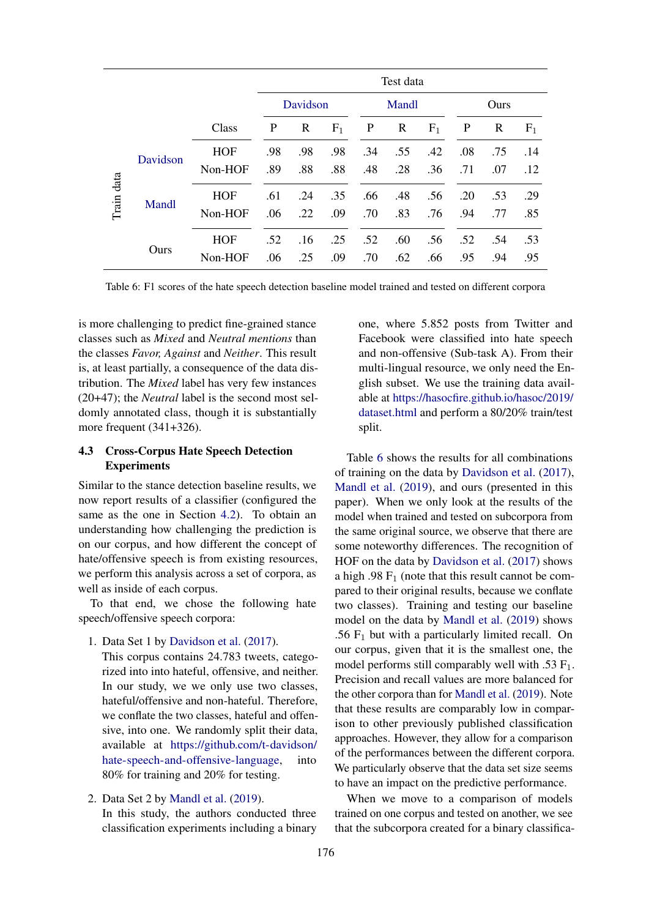| Train data | | Class | Davidson P | Davidson R | Davidson $F_1$ | Mandl P | Mandl R | Mandl $F_1$ | Ours P | Ours R | Ours $F_1$ |
|---|---|---|---|---|---|---|---|---|---|---|---|
| | Davidson | HOF | .98 | .98 | .98 | .34 | .55 | .42 | .08 | .75 | .14 |
| | | Non-HOF | .89 | .88 | .88 | .48 | .28 | .36 | .71 | .07 | .12 |
| | Mandl | HOF | .61 | .24 | .35 | .66 | .48 | .56 | .20 | .53 | .29 |
| | | Non-HOF | .06 | .22 | .09 | .70 | .83 | .76 | .94 | .77 | .85 |
| | Ours | HOF | .52 | .16 | .25 | .52 | .60 | .56 | .52 | .54 | .53 |
| | | Non-HOF | .06 | .25 | .09 | .70 | .62 | .66 | .95 | .94 | .95 |

Table 6: F1 scores of the hate speech detection baseline model trained and tested on different corpora

is more challenging to predict fine-grained stance classes such as *Mixed* and *Neutral mentions* than the classes *Favor, Against* and *Neither*. This result is, at least partially, a consequence of the data distribution. The *Mixed* label has very few instances (20+47); the *Neutral* label is the second most seldomly annotated class, though it is substantially more frequent (341+326).

### 4.3 Cross-Corpus Hate Speech Detection Experiments

Similar to the stance detection baseline results, we now report results of a classifier (configured the same as the one in Section 4.2). To obtain an understanding how challenging the prediction is on our corpus, and how different the concept of hate/offensive speech is from existing resources, we perform this analysis across a set of corpora, as well as inside of each corpus.

To that end, we chose the following hate speech/offensive speech corpora:

1. Data Set 1 by Davidson et al. (2017).
   This corpus contains 24.783 tweets, categorized into into hateful, offensive, and neither. In our study, we we only use two classes, hateful/offensive and non-hateful. Therefore, we conflate the two classes, hateful and offensive, into one. We randomly split their data, available at https://github.com/t-davidson/hate-speech-and-offensive-language, into 80% for training and 20% for testing.

2. Data Set 2 by Mandl et al. (2019).
   In this study, the authors conducted three classification experiments including a binary one, where 5.852 posts from Twitter and Facebook were classified into hate speech and non-offensive (Sub-task A). From their multi-lingual resource, we only need the English subset. We use the training data available at https://hasocfire.github.io/hasoc/2019/dataset.html and perform a 80/20% train/test split.

Table 6 shows the results for all combinations of training on the data by Davidson et al. (2017), Mandl et al. (2019), and ours (presented in this paper). When we only look at the results of the model when trained and tested on subcorpora from the same original source, we observe that there are some noteworthy differences. The recognition of HOF on the data by Davidson et al. (2017) shows a high .98 $F_1$ (note that this result cannot be compared to their original results, because we conflate two classes). Training and testing our baseline model on the data by Mandl et al. (2019) shows .56 $F_1$ but with a particularly limited recall. On our corpus, given that it is the smallest one, the model performs still comparably well with .53 $F_1$. Precision and recall values are more balanced for the other corpora than for Mandl et al. (2019). Note that these results are comparably low in comparison to other previously published classification approaches. However, they allow for a comparison of the performances between the different corpora. We particularly observe that the data set size seems to have an impact on the predictive performance.

When we move to a comparison of models trained on one corpus and tested on another, we see that the subcorpora created for a binary classifica-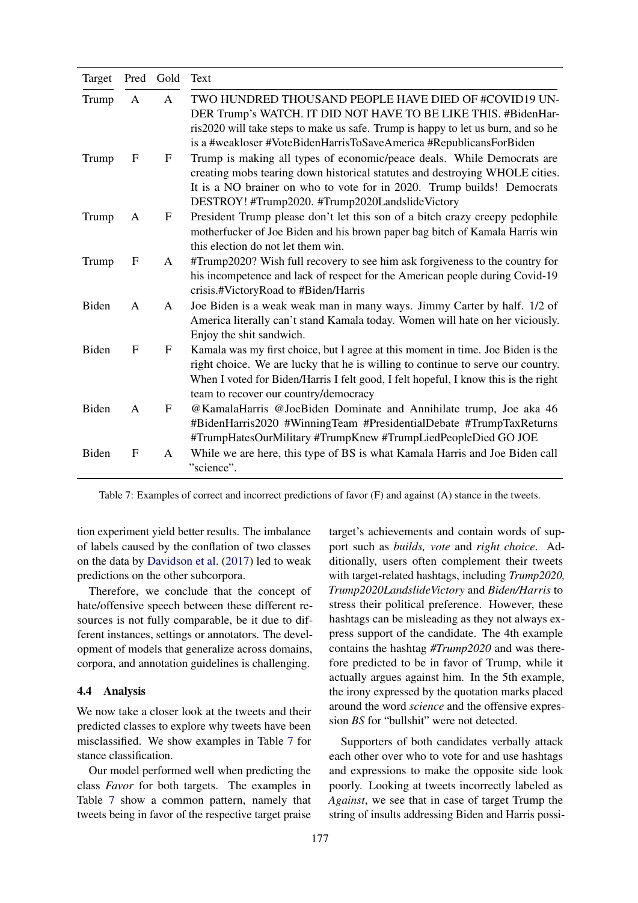| Target | Pred | Gold | Text |
|---|---|---|---|
| Trump | A | A | TWO HUNDRED THOUSAND PEOPLE HAVE DIED OF #COVID19 UNDER Trump's WATCH. IT DID NOT HAVE TO BE LIKE THIS. #BidenHarris2020 will take steps to make us safe. Trump is happy to let us burn, and so he is a #weakloser #VoteBidenHarrisToSaveAmerica #RepublicansForBiden |
| Trump | F | F | Trump is making all types of economic/peace deals. While Democrats are creating mobs tearing down historical statutes and destroying WHOLE cities. It is a NO brainer on who to vote for in 2020. Trump builds! Democrats DESTROY! #Trump2020. #Trump2020LandslideVictory |
| Trump | A | F | President Trump please don't let this son of a bitch crazy creepy pedophile motherfucker of Joe Biden and his brown paper bag bitch of Kamala Harris win this election do not let them win. |
| Trump | F | A | #Trump2020? Wish full recovery to see him ask forgiveness to the country for his incompetence and lack of respect for the American people during Covid-19 crisis.#VictoryRoad to #Biden/Harris |
| Biden | A | A | Joe Biden is a weak weak man in many ways. Jimmy Carter by half. 1/2 of America literally can't stand Kamala today. Women will hate on her viciously. Enjoy the shit sandwich. |
| Biden | F | F | Kamala was my first choice, but I agree at this moment in time. Joe Biden is the right choice. We are lucky that he is willing to continue to serve our country. When I voted for Biden/Harris I felt good, I felt hopeful, I know this is the right team to recover our country/democracy |
| Biden | A | F | @KamalaHarris @JoeBiden Dominate and Annihilate trump, Joe aka 46 #BidenHarris2020 #WinningTeam #PresidentialDebate #TrumpTaxReturns #TrumpHatesOurMilitary #TrumpKnew #TrumpLiedPeopleDied GO JOE |
| Biden | F | A | While we are here, this type of BS is what Kamala Harris and Joe Biden call "science". |

Table 7: Examples of correct and incorrect predictions of favor (F) and against (A) stance in the tweets.

tion experiment yield better results. The imbalance of labels caused by the conflation of two classes on the data by Davidson et al. (2017) led to weak predictions on the other subcorpora.

Therefore, we conclude that the concept of hate/offensive speech between these different resources is not fully comparable, be it due to different instances, settings or annotators. The development of models that generalize across domains, corpora, and annotation guidelines is challenging.

### 4.4 Analysis

We now take a closer look at the tweets and their predicted classes to explore why tweets have been misclassified. We show examples in Table 7 for stance classification.

Our model performed well when predicting the class *Favor* for both targets. The examples in Table 7 show a common pattern, namely that tweets being in favor of the respective target praise target's achievements and contain words of support such as *builds, vote* and *right choice*. Additionally, users often complement their tweets with target-related hashtags, including *Trump2020, Trump2020LandslideVictory* and *Biden/Harris* to stress their political preference. However, these hashtags can be misleading as they not always express support of the candidate. The 4th example contains the hashtag *#Trump2020* and was therefore predicted to be in favor of Trump, while it actually argues against him. In the 5th example, the irony expressed by the quotation marks placed around the word *science* and the offensive expression *BS* for "bullshit" were not detected.

Supporters of both candidates verbally attack each other over who to vote for and use hashtags and expressions to make the opposite side look poorly. Looking at tweets incorrectly labeled as *Against*, we see that in case of target Trump the string of insults addressing Biden and Harris possi-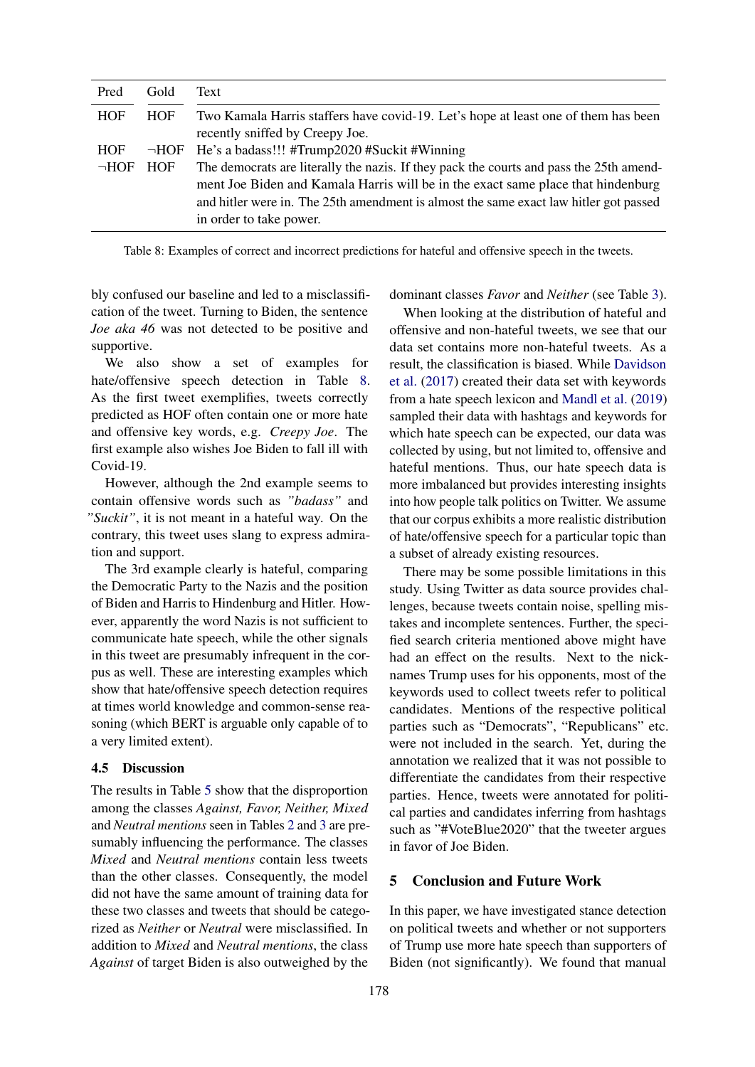| Pred | Gold | Text |
|---|---|---|
| HOF | HOF | Two Kamala Harris staffers have covid-19. Let's hope at least one of them has been recently sniffed by Creepy Joe. |
| HOF | ¬HOF | He's a badass!!! #Trump2020 #Suckit #Winning |
| ¬HOF | HOF | The democrats are literally the nazis. If they pack the courts and pass the 25th amendment Joe Biden and Kamala Harris will be in the exact same place that hindenburg and hitler were in. The 25th amendment is almost the same exact law hitler got passed in order to take power. |

Table 8: Examples of correct and incorrect predictions for hateful and offensive speech in the tweets.

bly confused our baseline and led to a misclassification of the tweet. Turning to Biden, the sentence *Joe aka 46* was not detected to be positive and supportive.

We also show a set of examples for hate/offensive speech detection in Table 8. As the first tweet exemplifies, tweets correctly predicted as HOF often contain one or more hate and offensive key words, e.g. *Creepy Joe*. The first example also wishes Joe Biden to fall ill with Covid-19.

However, although the 2nd example seems to contain offensive words such as *"badass"* and *"Suckit"*, it is not meant in a hateful way. On the contrary, this tweet uses slang to express admiration and support.

The 3rd example clearly is hateful, comparing the Democratic Party to the Nazis and the position of Biden and Harris to Hindenburg and Hitler. However, apparently the word Nazis is not sufficient to communicate hate speech, while the other signals in this tweet are presumably infrequent in the corpus as well. These are interesting examples which show that hate/offensive speech detection requires at times world knowledge and common-sense reasoning (which BERT is arguable only capable of to a very limited extent).

### 4.5 Discussion

The results in Table 5 show that the disproportion among the classes *Against, Favor, Neither, Mixed* and *Neutral mentions* seen in Tables 2 and 3 are presumably influencing the performance. The classes *Mixed* and *Neutral mentions* contain less tweets than the other classes. Consequently, the model did not have the same amount of training data for these two classes and tweets that should be categorized as *Neither* or *Neutral* were misclassified. In addition to *Mixed* and *Neutral mentions*, the class *Against* of target Biden is also outweighed by the dominant classes *Favor* and *Neither* (see Table 3).

When looking at the distribution of hateful and offensive and non-hateful tweets, we see that our data set contains more non-hateful tweets. As a result, the classification is biased. While Davidson et al. (2017) created their data set with keywords from a hate speech lexicon and Mandl et al. (2019) sampled their data with hashtags and keywords for which hate speech can be expected, our data was collected by using, but not limited to, offensive and hateful mentions. Thus, our hate speech data is more imbalanced but provides interesting insights into how people talk politics on Twitter. We assume that our corpus exhibits a more realistic distribution of hate/offensive speech for a particular topic than a subset of already existing resources.

There may be some possible limitations in this study. Using Twitter as data source provides challenges, because tweets contain noise, spelling mistakes and incomplete sentences. Further, the specified search criteria mentioned above might have had an effect on the results. Next to the nicknames Trump uses for his opponents, most of the keywords used to collect tweets refer to political candidates. Mentions of the respective political parties such as "Democrats", "Republicans" etc. were not included in the search. Yet, during the annotation we realized that it was not possible to differentiate the candidates from their respective parties. Hence, tweets were annotated for political parties and candidates inferring from hashtags such as "#VoteBlue2020" that the tweeter argues in favor of Joe Biden.

## 5 Conclusion and Future Work

In this paper, we have investigated stance detection on political tweets and whether or not supporters of Trump use more hate speech than supporters of Biden (not significantly). We found that manual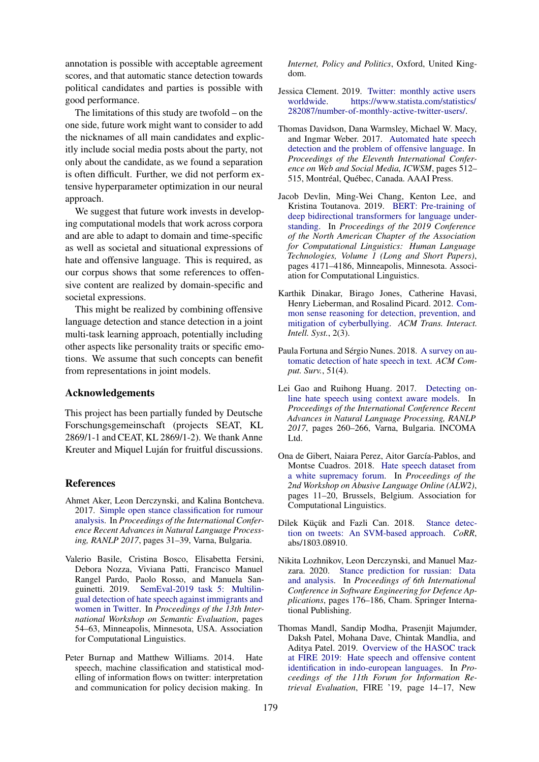annotation is possible with acceptable agreement scores, and that automatic stance detection towards political candidates and parties is possible with good performance.

The limitations of this study are twofold – on the one side, future work might want to consider to add the nicknames of all main candidates and explicitly include social media posts about the party, not only about the candidate, as we found a separation is often difficult. Further, we did not perform extensive hyperparameter optimization in our neural approach.

We suggest that future work invests in developing computational models that work across corpora and are able to adapt to domain and time-specific as well as societal and situational expressions of hate and offensive language. This is required, as our corpus shows that some references to offensive content are realized by domain-specific and societal expressions.

This might be realized by combining offensive language detection and stance detection in a joint multi-task learning approach, potentially including other aspects like personality traits or specific emotions. We assume that such concepts can benefit from representations in joint models.

## Acknowledgements

This project has been partially funded by Deutsche Forschungsgemeinschaft (projects SEAT, KL 2869/1-1 and CEAT, KL 2869/1-2). We thank Anne Kreuter and Miquel Luján for fruitful discussions.

## References

Ahmet Aker, Leon Derczynski, and Kalina Bontcheva. 2017. Simple open stance classification for rumour analysis. In *Proceedings of the International Conference Recent Advances in Natural Language Processing, RANLP 2017*, pages 31–39, Varna, Bulgaria.

Valerio Basile, Cristina Bosco, Elisabetta Fersini, Debora Nozza, Viviana Patti, Francisco Manuel Rangel Pardo, Paolo Rosso, and Manuela Sanguinetti. 2019. SemEval-2019 task 5: Multilingual detection of hate speech against immigrants and women in Twitter. In *Proceedings of the 13th International Workshop on Semantic Evaluation*, pages 54–63, Minneapolis, Minnesota, USA. Association for Computational Linguistics.

Peter Burnap and Matthew Williams. 2014. Hate speech, machine classification and statistical modelling of information flows on twitter: interpretation and communication for policy decision making. In *Internet, Policy and Politics*, Oxford, United Kingdom.

Jessica Clement. 2019. Twitter: monthly active users worldwide. https://www.statista.com/statistics/282087/number-of-monthly-active-twitter-users/.

Thomas Davidson, Dana Warmsley, Michael W. Macy, and Ingmar Weber. 2017. Automated hate speech detection and the problem of offensive language. In *Proceedings of the Eleventh International Conference on Web and Social Media, ICWSM*, pages 512–515, Montréal, Québec, Canada. AAAI Press.

Jacob Devlin, Ming-Wei Chang, Kenton Lee, and Kristina Toutanova. 2019. BERT: Pre-training of deep bidirectional transformers for language understanding. In *Proceedings of the 2019 Conference of the North American Chapter of the Association for Computational Linguistics: Human Language Technologies, Volume 1 (Long and Short Papers)*, pages 4171–4186, Minneapolis, Minnesota. Association for Computational Linguistics.

Karthik Dinakar, Birago Jones, Catherine Havasi, Henry Lieberman, and Rosalind Picard. 2012. Common sense reasoning for detection, prevention, and mitigation of cyberbullying. *ACM Trans. Interact. Intell. Syst.*, 2(3).

Paula Fortuna and Sérgio Nunes. 2018. A survey on automatic detection of hate speech in text. *ACM Comput. Surv.*, 51(4).

Lei Gao and Ruihong Huang. 2017. Detecting online hate speech using context aware models. In *Proceedings of the International Conference Recent Advances in Natural Language Processing, RANLP 2017*, pages 260–266, Varna, Bulgaria. INCOMA Ltd.

Ona de Gibert, Naiara Perez, Aitor García-Pablos, and Montse Cuadros. 2018. Hate speech dataset from a white supremacy forum. In *Proceedings of the 2nd Workshop on Abusive Language Online (ALW2)*, pages 11–20, Brussels, Belgium. Association for Computational Linguistics.

Dilek Küçük and Fazli Can. 2018. Stance detection on tweets: An SVM-based approach. *CoRR*, abs/1803.08910.

Nikita Lozhnikov, Leon Derczynski, and Manuel Mazzara. 2020. Stance prediction for russian: Data and analysis. In *Proceedings of 6th International Conference in Software Engineering for Defence Applications*, pages 176–186, Cham. Springer International Publishing.

Thomas Mandl, Sandip Modha, Prasenjit Majumder, Daksh Patel, Mohana Dave, Chintak Mandlia, and Aditya Patel. 2019. Overview of the HASOC track at FIRE 2019: Hate speech and offensive content identification in indo-european languages. In *Proceedings of the 11th Forum for Information Retrieval Evaluation*, FIRE '19, page 14–17, New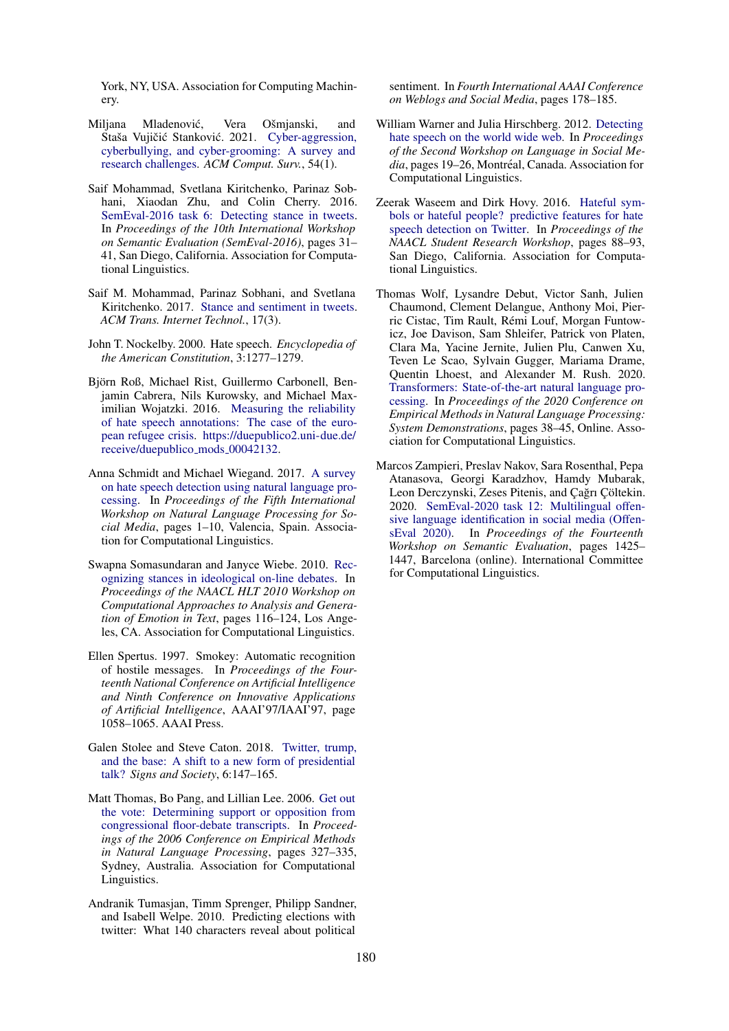York, NY, USA. Association for Computing Machinery.

Miljana Mladenović, Vera Ošmjanski, and Staša Vujičić Stanković. 2021. Cyber-aggression, cyberbullying, and cyber-grooming: A survey and research challenges. *ACM Comput. Surv.*, 54(1).

Saif Mohammad, Svetlana Kiritchenko, Parinaz Sobhani, Xiaodan Zhu, and Colin Cherry. 2016. SemEval-2016 task 6: Detecting stance in tweets. In *Proceedings of the 10th International Workshop on Semantic Evaluation (SemEval-2016)*, pages 31–41, San Diego, California. Association for Computational Linguistics.

Saif M. Mohammad, Parinaz Sobhani, and Svetlana Kiritchenko. 2017. Stance and sentiment in tweets. *ACM Trans. Internet Technol.*, 17(3).

John T. Nockelby. 2000. Hate speech. *Encyclopedia of the American Constitution*, 3:1277–1279.

Björn Roß, Michael Rist, Guillermo Carbonell, Benjamin Cabrera, Nils Kurowsky, and Michael Maximilian Wojatzki. 2016. Measuring the reliability of hate speech annotations: The case of the european refugee crisis. https://duepublico2.uni-due.de/receive/duepublico_mods_00042132.

Anna Schmidt and Michael Wiegand. 2017. A survey on hate speech detection using natural language processing. In *Proceedings of the Fifth International Workshop on Natural Language Processing for Social Media*, pages 1–10, Valencia, Spain. Association for Computational Linguistics.

Swapna Somasundaran and Janyce Wiebe. 2010. Recognizing stances in ideological on-line debates. In *Proceedings of the NAACL HLT 2010 Workshop on Computational Approaches to Analysis and Generation of Emotion in Text*, pages 116–124, Los Angeles, CA. Association for Computational Linguistics.

Ellen Spertus. 1997. Smokey: Automatic recognition of hostile messages. In *Proceedings of the Fourteenth National Conference on Artificial Intelligence and Ninth Conference on Innovative Applications of Artificial Intelligence*, AAAI'97/IAAI'97, page 1058–1065. AAAI Press.

Galen Stolee and Steve Caton. 2018. Twitter, trump, and the base: A shift to a new form of presidential talk? *Signs and Society*, 6:147–165.

Matt Thomas, Bo Pang, and Lillian Lee. 2006. Get out the vote: Determining support or opposition from congressional floor-debate transcripts. In *Proceedings of the 2006 Conference on Empirical Methods in Natural Language Processing*, pages 327–335, Sydney, Australia. Association for Computational Linguistics.

Andranik Tumasjan, Timm Sprenger, Philipp Sandner, and Isabell Welpe. 2010. Predicting elections with twitter: What 140 characters reveal about political sentiment. In *Fourth International AAAI Conference on Weblogs and Social Media*, pages 178–185.

William Warner and Julia Hirschberg. 2012. Detecting hate speech on the world wide web. In *Proceedings of the Second Workshop on Language in Social Media*, pages 19–26, Montréal, Canada. Association for Computational Linguistics.

Zeerak Waseem and Dirk Hovy. 2016. Hateful symbols or hateful people? predictive features for hate speech detection on Twitter. In *Proceedings of the NAACL Student Research Workshop*, pages 88–93, San Diego, California. Association for Computational Linguistics.

Thomas Wolf, Lysandre Debut, Victor Sanh, Julien Chaumond, Clement Delangue, Anthony Moi, Pierric Cistac, Tim Rault, Rémi Louf, Morgan Funtowicz, Joe Davison, Sam Shleifer, Patrick von Platen, Clara Ma, Yacine Jernite, Julien Plu, Canwen Xu, Teven Le Scao, Sylvain Gugger, Mariama Drame, Quentin Lhoest, and Alexander M. Rush. 2020. Transformers: State-of-the-art natural language processing. In *Proceedings of the 2020 Conference on Empirical Methods in Natural Language Processing: System Demonstrations*, pages 38–45, Online. Association for Computational Linguistics.

Marcos Zampieri, Preslav Nakov, Sara Rosenthal, Pepa Atanasova, Georgi Karadzhov, Hamdy Mubarak, Leon Derczynski, Zeses Pitenis, and Çağrı Çöltekin. 2020. SemEval-2020 task 12: Multilingual offensive language identification in social media (OffensEval 2020). In *Proceedings of the Fourteenth Workshop on Semantic Evaluation*, pages 1425–1447, Barcelona (online). International Committee for Computational Linguistics.